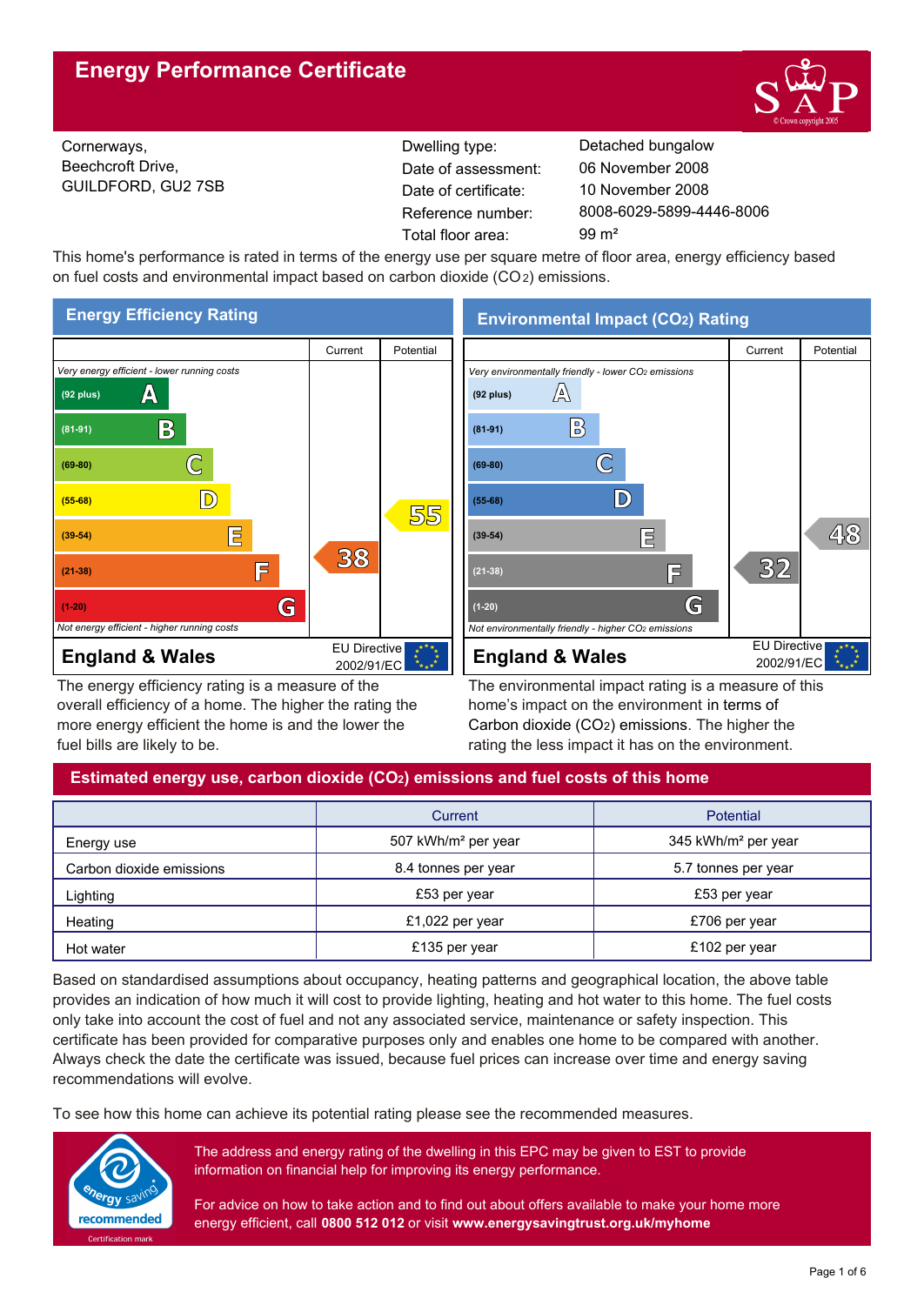# Energy Performance Certificate

Cornerways,
Beechcroft Drive,
GUILDFORD, GU2 7SB

| | |
|---|---|
| Dwelling type: | Detached bungalow |
| Date of assessment: | 06 November 2008 |
| Date of certificate: | 10 November 2008 |
| Reference number: | 8008-6029-5899-4446-8006 |
| Total floor area: | 99 m² |

This home's performance is rated in terms of the energy use per square metre of floor area, energy efficiency based on fuel costs and environmental impact based on carbon dioxide ($CO_2$) emissions.

## Energy Efficiency Rating

| | Current | Potential |
|---|---|---|
| *Very energy efficient - lower running costs* | | |
| (92 plus) A | | |
| (81-91) B | | |
| (69-80) C | | |
| (55-68) D | | 55 |
| (39-54) E | | |
| (21-38) F | 38 | |
| (1-20) G | | |
| *Not energy efficient - higher running costs* | | |

**England & Wales** — EU Directive 2002/91/EC

The energy efficiency rating is a measure of the overall efficiency of a home. The higher the rating the more energy efficient the home is and the lower the fuel bills are likely to be.

## Environmental Impact ($CO_2$) Rating

| | Current | Potential |
|---|---|---|
| *Very environmentally friendly - lower $CO_2$ emissions* | | |
| (92 plus) A | | |
| (81-91) B | | |
| (69-80) C | | |
| (55-68) D | | |
| (39-54) E | | 48 |
| (21-38) F | 32 | |
| (1-20) G | | |
| *Not environmentally friendly - higher $CO_2$ emissions* | | |

**England & Wales** — EU Directive 2002/91/EC

The environmental impact rating is a measure of this home's impact on the environment in terms of Carbon dioxide ($CO_2$) emissions. The higher the rating the less impact it has on the environment.

## Estimated energy use, carbon dioxide ($CO_2$) emissions and fuel costs of this home

| | Current | Potential |
|---|---|---|
| Energy use | 507 kWh/m² per year | 345 kWh/m² per year |
| Carbon dioxide emissions | 8.4 tonnes per year | 5.7 tonnes per year |
| Lighting | £53 per year | £53 per year |
| Heating | £1,022 per year | £706 per year |
| Hot water | £135 per year | £102 per year |

Based on standardised assumptions about occupancy, heating patterns and geographical location, the above table provides an indication of how much it will cost to provide lighting, heating and hot water to this home. The fuel costs only take into account the cost of fuel and not any associated service, maintenance or safety inspection. This certificate has been provided for comparative purposes only and enables one home to be compared with another. Always check the date the certificate was issued, because fuel prices can increase over time and energy saving recommendations will evolve.

To see how this home can achieve its potential rating please see the recommended measures.

The address and energy rating of the dwelling in this EPC may be given to EST to provide information on financial help for improving its energy performance.

For advice on how to take action and to find out about offers available to make your home more energy efficient, call **0800 512 012** or visit **www.energysavingtrust.org.uk/myhome**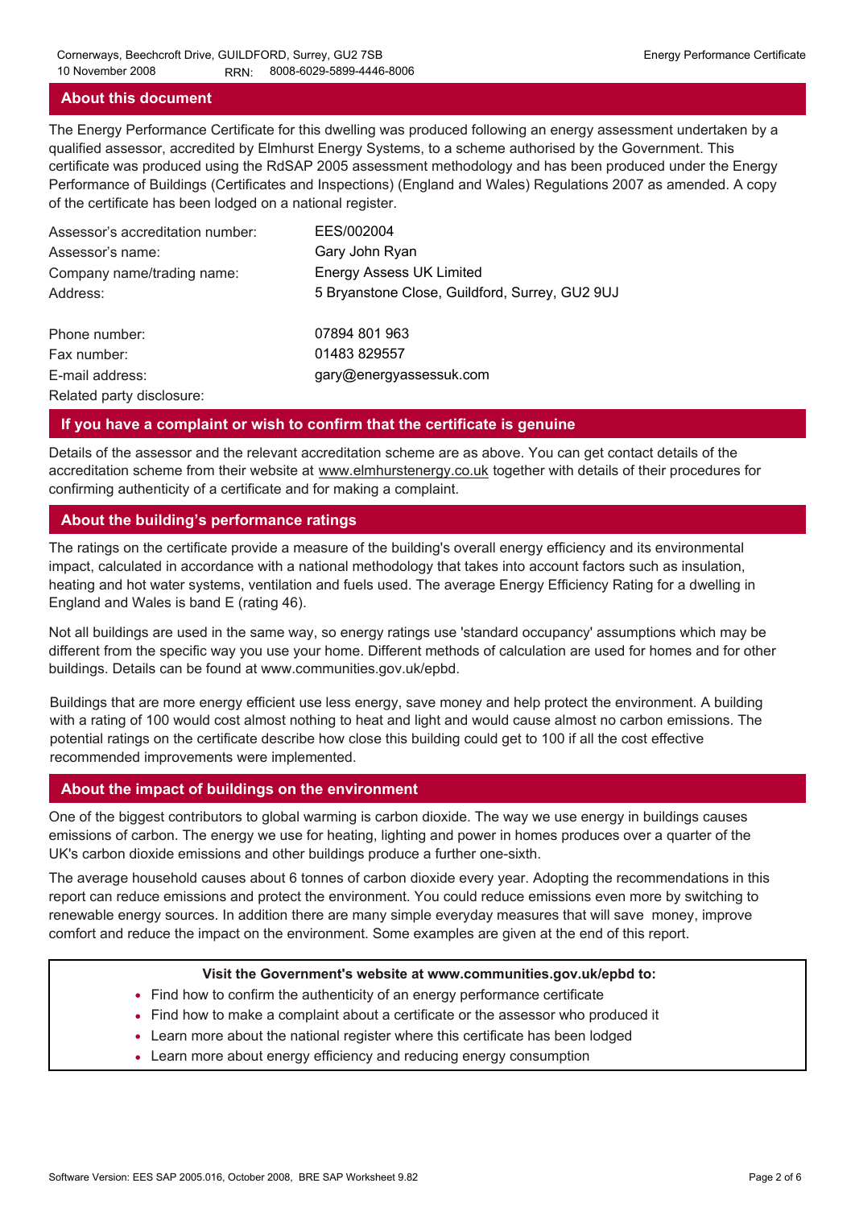## About this document

The Energy Performance Certificate for this dwelling was produced following an energy assessment undertaken by a qualified assessor, accredited by Elmhurst Energy Systems, to a scheme authorised by the Government. This certificate was produced using the RdSAP 2005 assessment methodology and has been produced under the Energy Performance of Buildings (Certificates and Inspections) (England and Wales) Regulations 2007 as amended. A copy of the certificate has been lodged on a national register.

| | |
|---|---|
| Assessor's accreditation number: | EES/002004 |
| Assessor's name: | Gary John Ryan |
| Company name/trading name: | Energy Assess UK Limited |
| Address: | 5 Bryanstone Close, Guildford, Surrey, GU2 9UJ |
| Phone number: | 07894 801 963 |
| Fax number: | 01483 829557 |
| E-mail address: | gary@energyassessuk.com |
| Related party disclosure: | |

## If you have a complaint or wish to confirm that the certificate is genuine

Details of the assessor and the relevant accreditation scheme are as above. You can get contact details of the accreditation scheme from their website at www.elmhurstenergy.co.uk together with details of their procedures for confirming authenticity of a certificate and for making a complaint.

## About the building's performance ratings

The ratings on the certificate provide a measure of the building's overall energy efficiency and its environmental impact, calculated in accordance with a national methodology that takes into account factors such as insulation, heating and hot water systems, ventilation and fuels used. The average Energy Efficiency Rating for a dwelling in England and Wales is band E (rating 46).

Not all buildings are used in the same way, so energy ratings use 'standard occupancy' assumptions which may be different from the specific way you use your home. Different methods of calculation are used for homes and for other buildings. Details can be found at www.communities.gov.uk/epbd.

Buildings that are more energy efficient use less energy, save money and help protect the environment. A building with a rating of 100 would cost almost nothing to heat and light and would cause almost no carbon emissions. The potential ratings on the certificate describe how close this building could get to 100 if all the cost effective recommended improvements were implemented.

## About the impact of buildings on the environment

One of the biggest contributors to global warming is carbon dioxide. The way we use energy in buildings causes emissions of carbon. The energy we use for heating, lighting and power in homes produces over a quarter of the UK's carbon dioxide emissions and other buildings produce a further one-sixth.

The average household causes about 6 tonnes of carbon dioxide every year. Adopting the recommendations in this report can reduce emissions and protect the environment. You could reduce emissions even more by switching to renewable energy sources. In addition there are many simple everyday measures that will save money, improve comfort and reduce the impact on the environment. Some examples are given at the end of this report.

**Visit the Government's website at www.communities.gov.uk/epbd to:**

- Find how to confirm the authenticity of an energy performance certificate
- Find how to make a complaint about a certificate or the assessor who produced it
- Learn more about the national register where this certificate has been lodged
- Learn more about energy efficiency and reducing energy consumption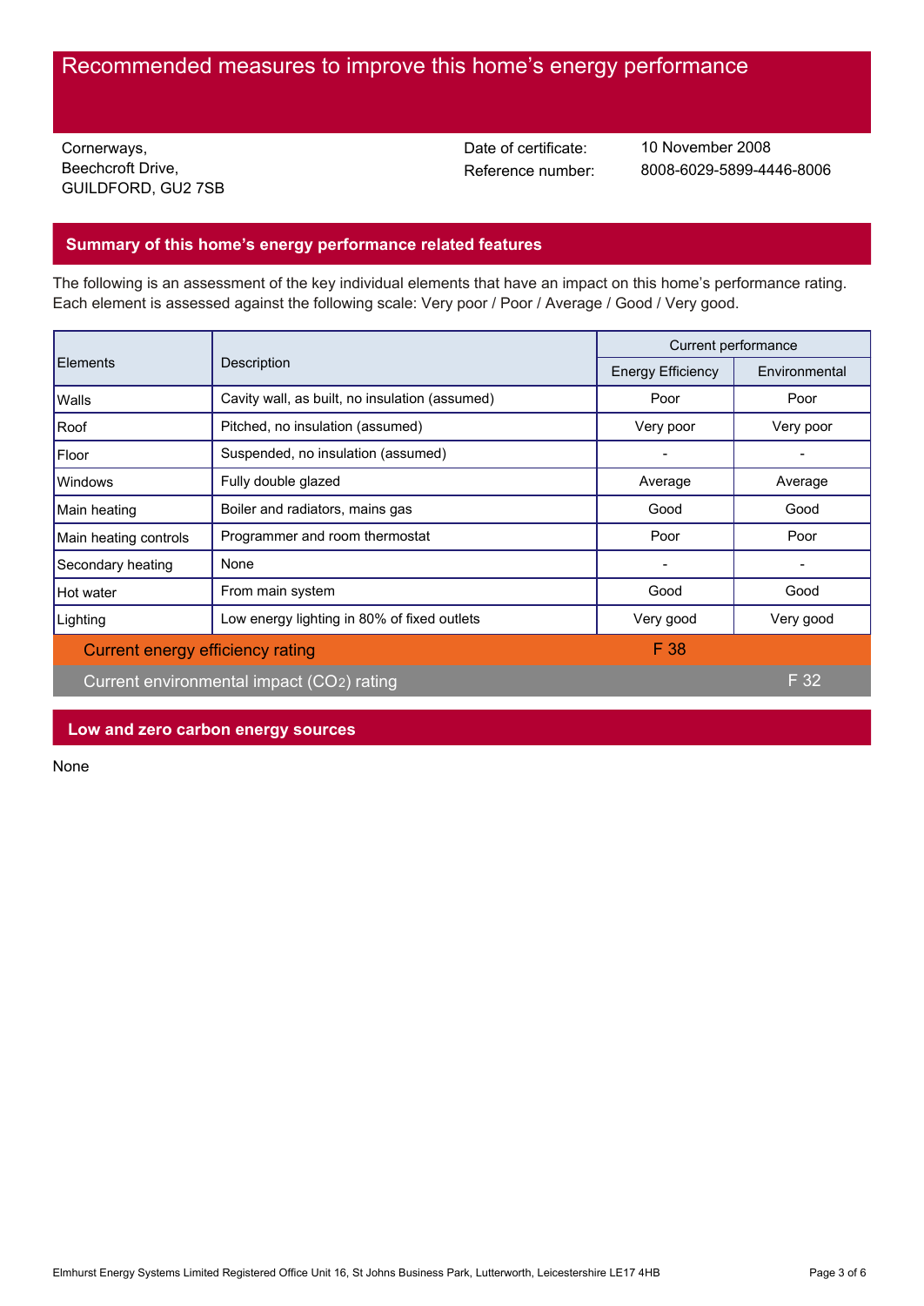# Recommended measures to improve this home's energy performance

Cornerways,
Beechcroft Drive,
GUILDFORD, GU2 7SB

Date of certificate: 10 November 2008
Reference number: 8008-6029-5899-4446-8006

## Summary of this home's energy performance related features

The following is an assessment of the key individual elements that have an impact on this home's performance rating. Each element is assessed against the following scale: Very poor / Poor / Average / Good / Very good.

| Elements | Description | Current performance | |
|---|---|---|---|
| | | Energy Efficiency | Environmental |
| Walls | Cavity wall, as built, no insulation (assumed) | Poor | Poor |
| Roof | Pitched, no insulation (assumed) | Very poor | Very poor |
| Floor | Suspended, no insulation (assumed) | - | - |
| Windows | Fully double glazed | Average | Average |
| Main heating | Boiler and radiators, mains gas | Good | Good |
| Main heating controls | Programmer and room thermostat | Poor | Poor |
| Secondary heating | None | - | - |
| Hot water | From main system | Good | Good |
| Lighting | Low energy lighting in 80% of fixed outlets | Very good | Very good |
| Current energy efficiency rating | | F 38 | |
| Current environmental impact ($CO_2$) rating | | | F 32 |

## Low and zero carbon energy sources

None

Elmhurst Energy Systems Limited Registered Office Unit 16, St Johns Business Park, Lutterworth, Leicestershire LE17 4HB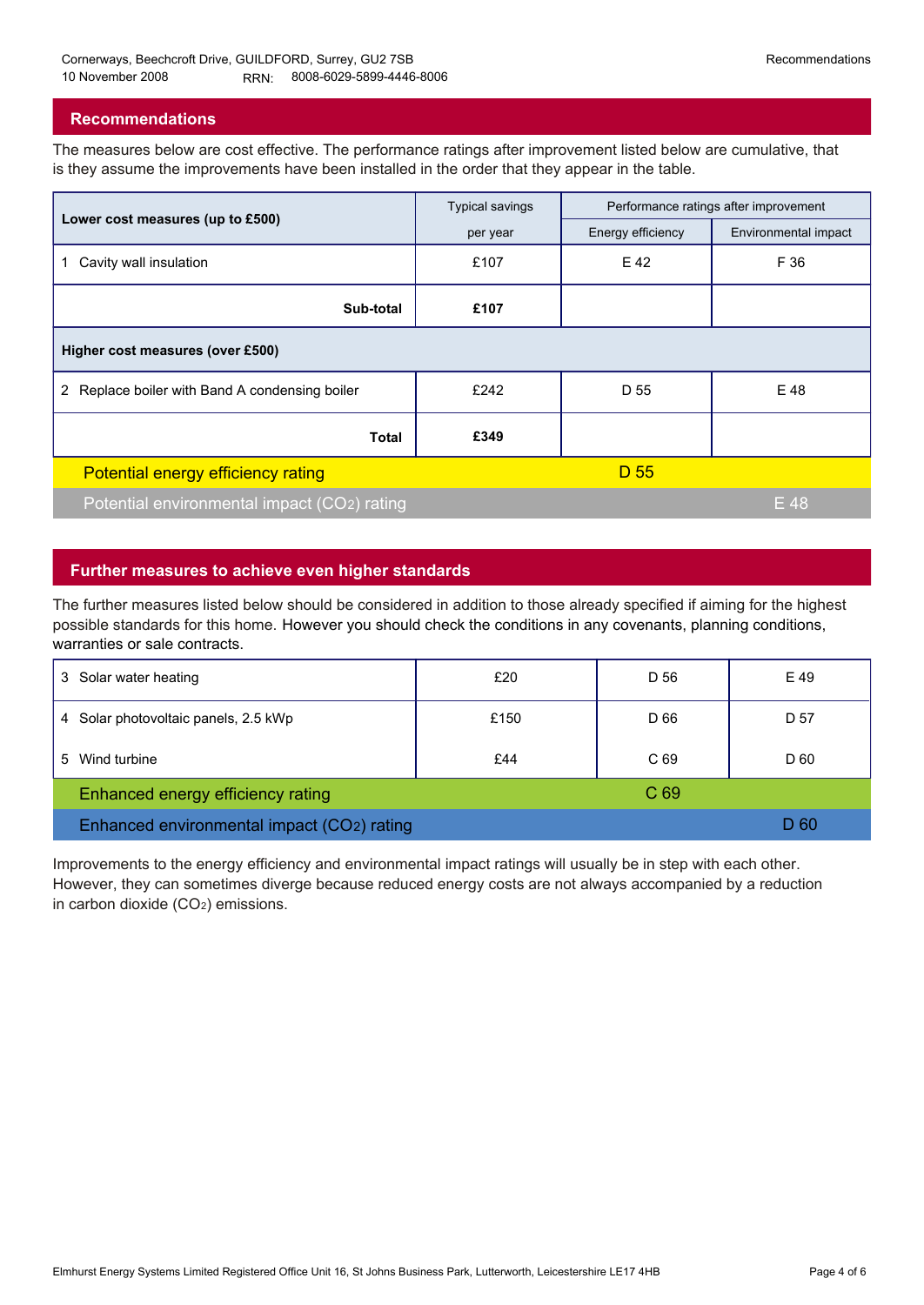Cornerways, Beechcroft Drive, GUILDFORD, Surrey, GU2 7SB
10 November 2008 RRN: 8008-6029-5899-4446-8006

## Recommendations

The measures below are cost effective. The performance ratings after improvement listed below are cumulative, that is they assume the improvements have been installed in the order that they appear in the table.

| Lower cost measures (up to £500) | Typical savings per year | Performance ratings after improvement: Energy efficiency | Performance ratings after improvement: Environmental impact |
|---|---|---|---|
| 1 Cavity wall insulation | £107 | E 42 | F 36 |
| **Sub-total** | **£107** | | |
| **Higher cost measures (over £500)** | | | |
| 2 Replace boiler with Band A condensing boiler | £242 | D 55 | E 48 |
| **Total** | **£349** | | |
| Potential energy efficiency rating | | D 55 | |
| Potential environmental impact ($CO_2$) rating | | | E 48 |

## Further measures to achieve even higher standards

The further measures listed below should be considered in addition to those already specified if aiming for the highest possible standards for this home. However you should check the conditions in any covenants, planning conditions, warranties or sale contracts.

| Measure | Typical savings per year | Energy efficiency | Environmental impact |
|---|---|---|---|
| 3 Solar water heating | £20 | D 56 | E 49 |
| 4 Solar photovoltaic panels, 2.5 kWp | £150 | D 66 | D 57 |
| 5 Wind turbine | £44 | C 69 | D 60 |
| Enhanced energy efficiency rating | | C 69 | |
| Enhanced environmental impact ($CO_2$) rating | | | D 60 |

Improvements to the energy efficiency and environmental impact ratings will usually be in step with each other. However, they can sometimes diverge because reduced energy costs are not always accompanied by a reduction in carbon dioxide ($CO_2$) emissions.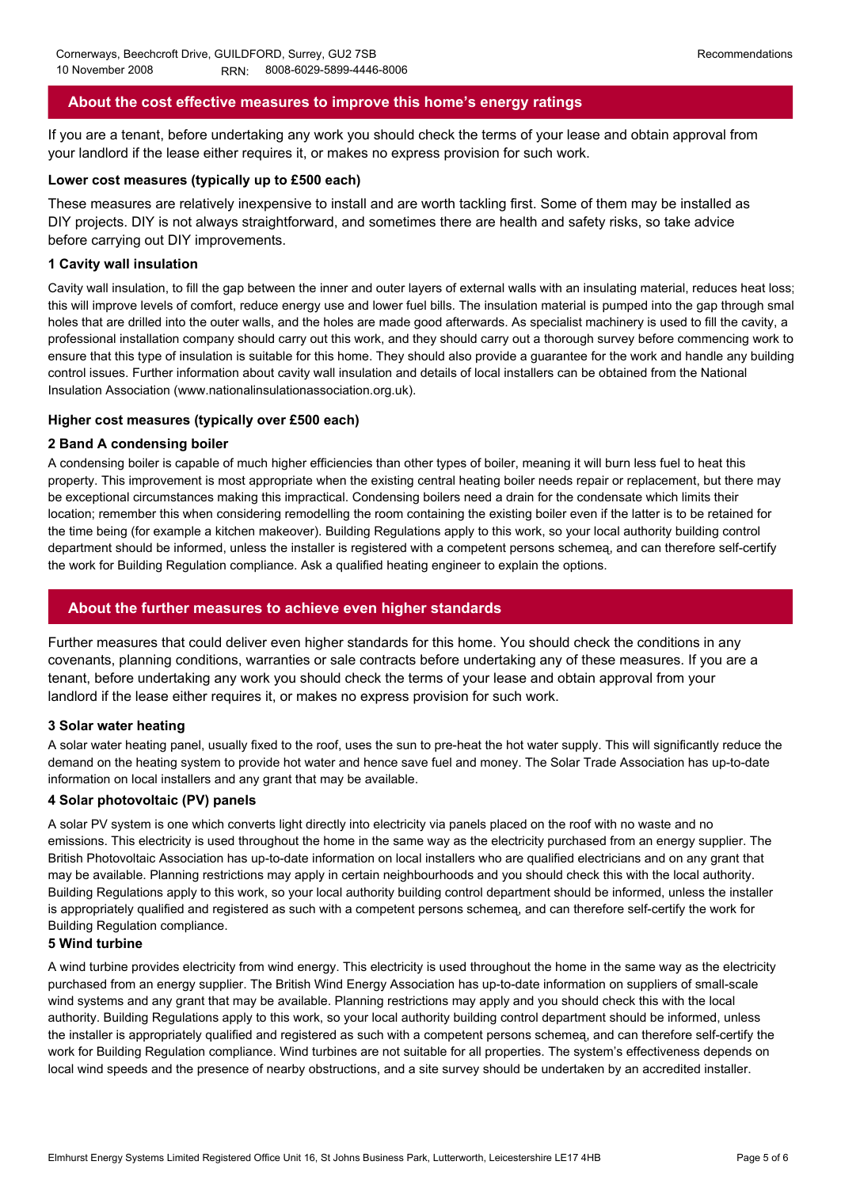## About the cost effective measures to improve this home's energy ratings

If you are a tenant, before undertaking any work you should check the terms of your lease and obtain approval from your landlord if the lease either requires it, or makes no express provision for such work.

### Lower cost measures (typically up to £500 each)

These measures are relatively inexpensive to install and are worth tackling first. Some of them may be installed as DIY projects. DIY is not always straightforward, and sometimes there are health and safety risks, so take advice before carrying out DIY improvements.

#### 1 Cavity wall insulation

Cavity wall insulation, to fill the gap between the inner and outer layers of external walls with an insulating material, reduces heat loss; this will improve levels of comfort, reduce energy use and lower fuel bills. The insulation material is pumped into the gap through smal holes that are drilled into the outer walls, and the holes are made good afterwards. As specialist machinery is used to fill the cavity, a professional installation company should carry out this work, and they should carry out a thorough survey before commencing work to ensure that this type of insulation is suitable for this home. They should also provide a guarantee for the work and handle any building control issues. Further information about cavity wall insulation and details of local installers can be obtained from the National Insulation Association (www.nationalinsulationassociation.org.uk).

### Higher cost measures (typically over £500 each)

#### 2 Band A condensing boiler

A condensing boiler is capable of much higher efficiencies than other types of boiler, meaning it will burn less fuel to heat this property. This improvement is most appropriate when the existing central heating boiler needs repair or replacement, but there may be exceptional circumstances making this impractical. Condensing boilers need a drain for the condensate which limits their location; remember this when considering remodelling the room containing the existing boiler even if the latter is to be retained for the time being (for example a kitchen makeover). Building Regulations apply to this work, so your local authority building control department should be informed, unless the installer is registered with a competent persons schemeą, and can therefore self-certify the work for Building Regulation compliance. Ask a qualified heating engineer to explain the options.

## About the further measures to achieve even higher standards

Further measures that could deliver even higher standards for this home. You should check the conditions in any covenants, planning conditions, warranties or sale contracts before undertaking any of these measures. If you are a tenant, before undertaking any work you should check the terms of your lease and obtain approval from your landlord if the lease either requires it, or makes no express provision for such work.

#### 3 Solar water heating

A solar water heating panel, usually fixed to the roof, uses the sun to pre-heat the hot water supply. This will significantly reduce the demand on the heating system to provide hot water and hence save fuel and money. The Solar Trade Association has up-to-date information on local installers and any grant that may be available.

#### 4 Solar photovoltaic (PV) panels

A solar PV system is one which converts light directly into electricity via panels placed on the roof with no waste and no emissions. This electricity is used throughout the home in the same way as the electricity purchased from an energy supplier. The British Photovoltaic Association has up-to-date information on local installers who are qualified electricians and on any grant that may be available. Planning restrictions may apply in certain neighbourhoods and you should check this with the local authority. Building Regulations apply to this work, so your local authority building control department should be informed, unless the installer is appropriately qualified and registered as such with a competent persons schemeą, and can therefore self-certify the work for Building Regulation compliance.

#### 5 Wind turbine

A wind turbine provides electricity from wind energy. This electricity is used throughout the home in the same way as the electricity purchased from an energy supplier. The British Wind Energy Association has up-to-date information on suppliers of small-scale wind systems and any grant that may be available. Planning restrictions may apply and you should check this with the local authority. Building Regulations apply to this work, so your local authority building control department should be informed, unless the installer is appropriately qualified and registered as such with a competent persons schemeą, and can therefore self-certify the work for Building Regulation compliance. Wind turbines are not suitable for all properties. The system's effectiveness depends on local wind speeds and the presence of nearby obstructions, and a site survey should be undertaken by an accredited installer.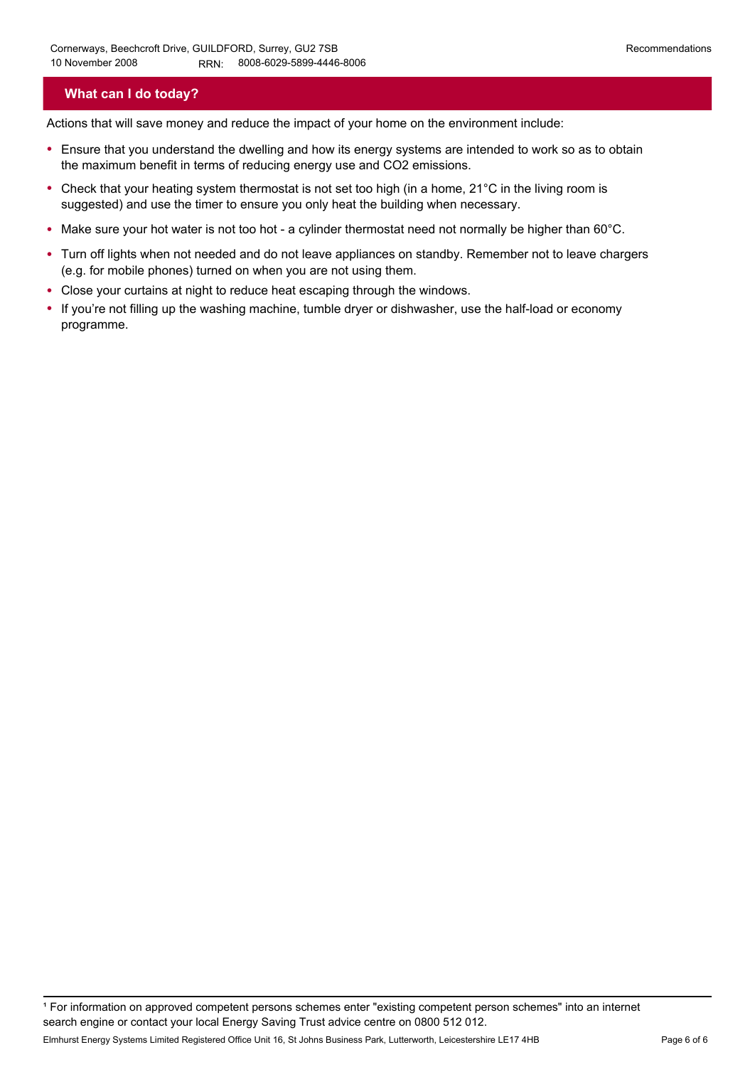## What can I do today?

Actions that will save money and reduce the impact of your home on the environment include:

- Ensure that you understand the dwelling and how its energy systems are intended to work so as to obtain the maximum benefit in terms of reducing energy use and $CO_2$ emissions.
- Check that your heating system thermostat is not set too high (in a home, 21°C in the living room is suggested) and use the timer to ensure you only heat the building when necessary.
- Make sure your hot water is not too hot - a cylinder thermostat need not normally be higher than 60°C.
- Turn off lights when not needed and do not leave appliances on standby. Remember not to leave chargers (e.g. for mobile phones) turned on when you are not using them.
- Close your curtains at night to reduce heat escaping through the windows.
- If you're not filling up the washing machine, tumble dryer or dishwasher, use the half-load or economy programme.

[1] For information on approved competent persons schemes enter "existing competent person schemes" into an internet search engine or contact your local Energy Saving Trust advice centre on 0800 512 012.